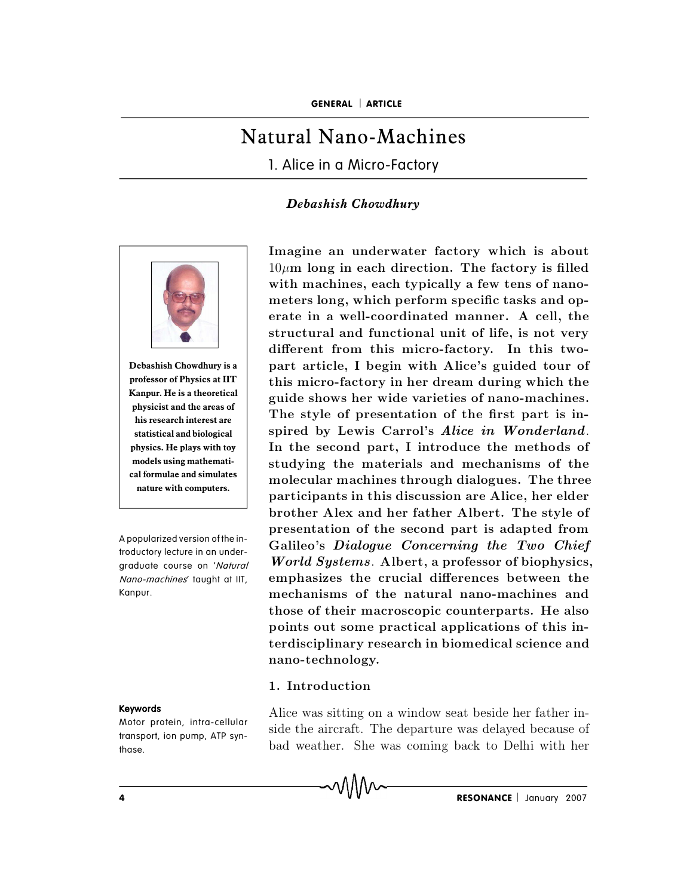# Natural Nano-Machines

## 1. Alice in a Micro-Factory

***Debashish Chowdhury***

Debashish Chowdhury is a professor of Physics at IIT Kanpur. He is a theoretical physicist and the areas of his research interest are statistical and biological physics. He plays with toy models using mathematical formulae and simulates nature with computers.

**Imagine an underwater factory which is about $10\mu$m long in each direction. The factory is filled with machines, each typically a few tens of nanometers long, which perform specific tasks and operate in a well-coordinated manner. A cell, the structural and functional unit of life, is not very different from this micro-factory. In this two-part article, I begin with Alice's guided tour of this micro-factory in her dream during which the guide shows her wide varieties of nano-machines. The style of presentation of the first part is inspired by Lewis Carrol's *Alice in Wonderland*. In the second part, I introduce the methods of studying the materials and mechanisms of the molecular machines through dialogues. The three participants in this discussion are Alice, her elder brother Alex and her father Albert. The style of presentation of the second part is adapted from Galileo's *Dialogue Concerning the Two Chief World Systems*. Albert, a professor of biophysics, emphasizes the crucial differences between the mechanisms of the natural nano-machines and those of their macroscopic counterparts. He also points out some practical applications of this interdisciplinary research in biomedical science and nano-technology.**

A popularized version of the introductory lecture in an undergraduate course on '*Natural Nano-machines*' taught at IIT, Kanpur.

### 1. Introduction

Alice was sitting on a window seat beside her father inside the aircraft. The departure was delayed because of bad weather. She was coming back to Delhi with her

**Keywords**

Motor protein, intra-cellular transport, ion pump, ATP synthase.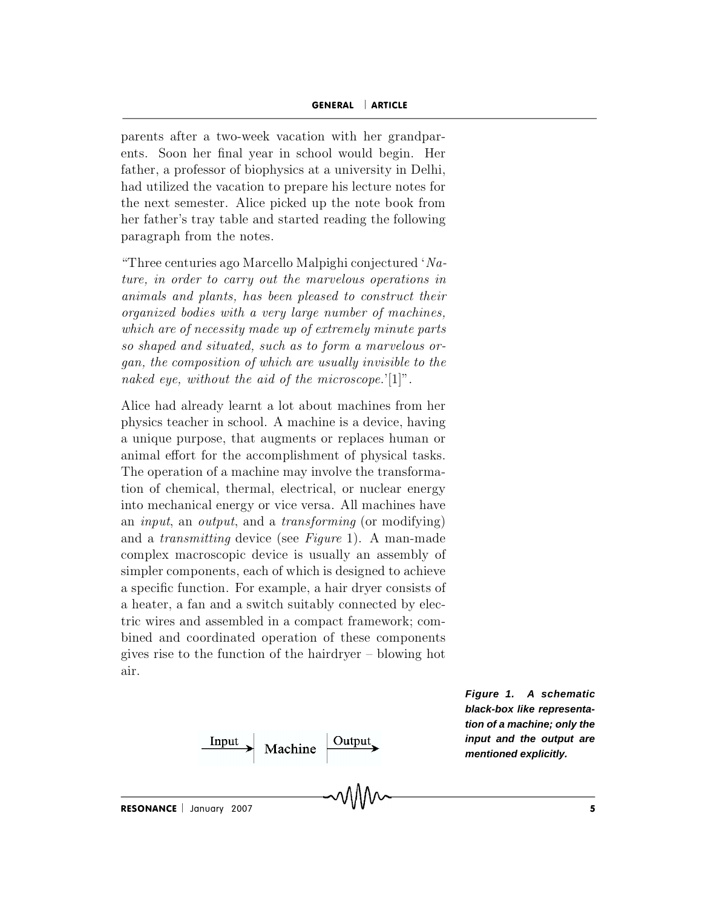parents after a two-week vacation with her grandparents. Soon her final year in school would begin. Her father, a professor of biophysics at a university in Delhi, had utilized the vacation to prepare his lecture notes for the next semester. Alice picked up the note book from her father's tray table and started reading the following paragraph from the notes.

"Three centuries ago Marcello Malpighi conjectured '*Nature, in order to carry out the marvelous operations in animals and plants, has been pleased to construct their organized bodies with a very large number of machines, which are of necessity made up of extremely minute parts so shaped and situated, such as to form a marvelous organ, the composition of which are usually invisible to the naked eye, without the aid of the microscope.*'[1]".

Alice had already learnt a lot about machines from her physics teacher in school. A machine is a device, having a unique purpose, that augments or replaces human or animal effort for the accomplishment of physical tasks. The operation of a machine may involve the transformation of chemical, thermal, electrical, or nuclear energy into mechanical energy or vice versa. All machines have an *input*, an *output*, and a *transforming* (or modifying) and a *transmitting* device (see *Figure* 1). A man-made complex macroscopic device is usually an assembly of simpler components, each of which is designed to achieve a specific function. For example, a hair dryer consists of a heater, a fan and a switch suitably connected by electric wires and assembled in a compact framework; combined and coordinated operation of these components gives rise to the function of the hairdryer – blowing hot air.

Input → Machine → Output

***Figure 1. A schematic black-box like representation of a machine; only the input and the output are mentioned explicitly.***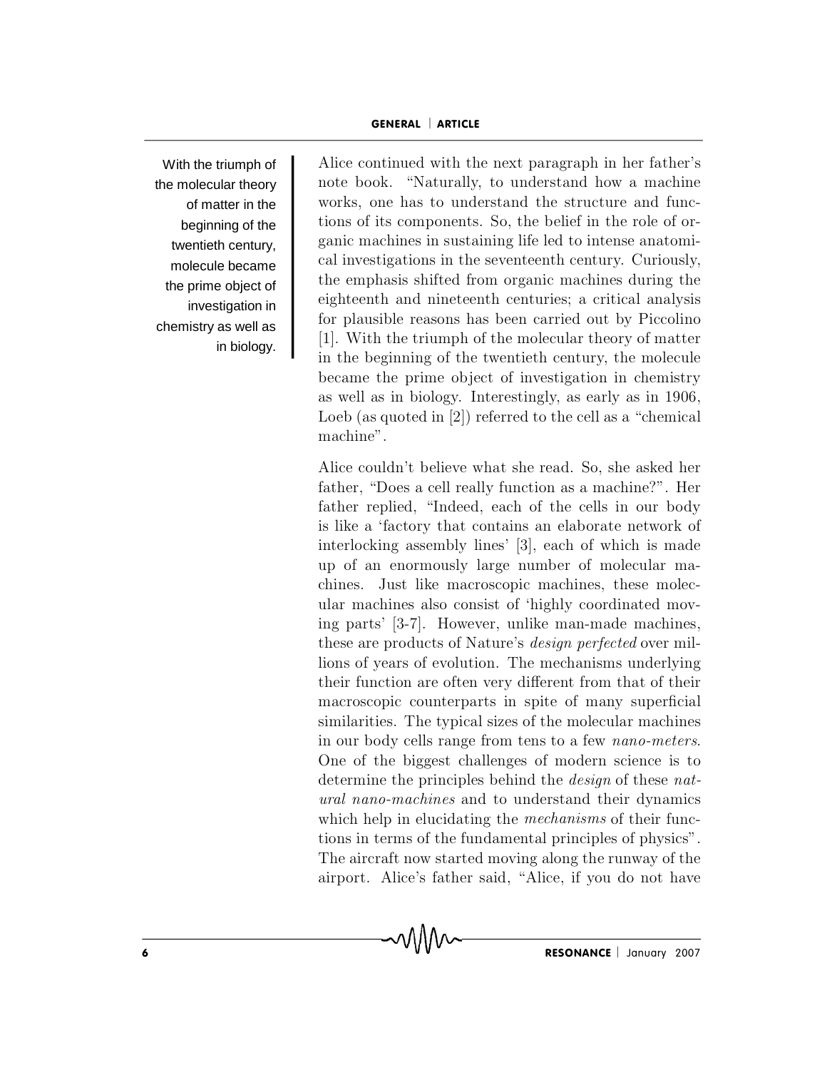> With the triumph of the molecular theory of matter in the beginning of the twentieth century, molecule became the prime object of investigation in chemistry as well as in biology.

Alice continued with the next paragraph in her father's note book. "Naturally, to understand how a machine works, one has to understand the structure and functions of its components. So, the belief in the role of organic machines in sustaining life led to intense anatomical investigations in the seventeenth century. Curiously, the emphasis shifted from organic machines during the eighteenth and nineteenth centuries; a critical analysis for plausible reasons has been carried out by Piccolino [1]. With the triumph of the molecular theory of matter in the beginning of the twentieth century, the molecule became the prime object of investigation in chemistry as well as in biology. Interestingly, as early as in 1906, Loeb (as quoted in [2]) referred to the cell as a "chemical machine".

Alice couldn't believe what she read. So, she asked her father, "Does a cell really function as a machine?". Her father replied, "Indeed, each of the cells in our body is like a 'factory that contains an elaborate network of interlocking assembly lines' [3], each of which is made up of an enormously large number of molecular machines. Just like macroscopic machines, these molecular machines also consist of 'highly coordinated moving parts' [3-7]. However, unlike man-made machines, these are products of Nature's *design perfected* over millions of years of evolution. The mechanisms underlying their function are often very different from that of their macroscopic counterparts in spite of many superficial similarities. The typical sizes of the molecular machines in our body cells range from tens to a few *nano-meters*. One of the biggest challenges of modern science is to determine the principles behind the *design* of these *natural nano-machines* and to understand their dynamics which help in elucidating the *mechanisms* of their functions in terms of the fundamental principles of physics". The aircraft now started moving along the runway of the airport. Alice's father said, "Alice, if you do not have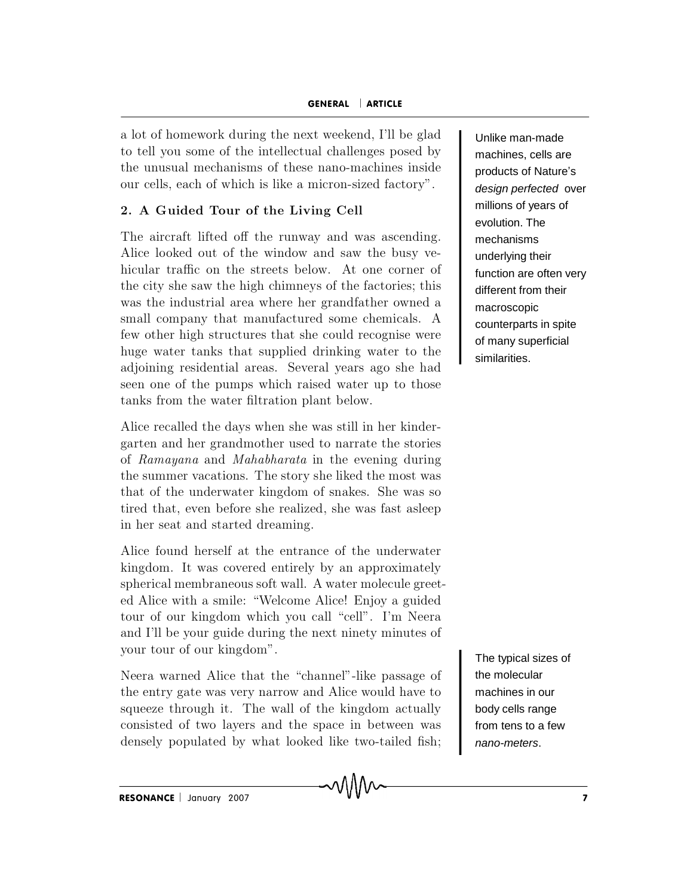a lot of homework during the next weekend, I'll be glad to tell you some of the intellectual challenges posed by the unusual mechanisms of these nano-machines inside our cells, each of which is like a micron-sized factory".

Unlike man-made machines, cells are products of Nature's *design perfected* over millions of years of evolution. The mechanisms underlying their function are often very different from their macroscopic counterparts in spite of many superficial similarities.

## 2. A Guided Tour of the Living Cell

The aircraft lifted off the runway and was ascending. Alice looked out of the window and saw the busy vehicular traffic on the streets below. At one corner of the city she saw the high chimneys of the factories; this was the industrial area where her grandfather owned a small company that manufactured some chemicals. A few other high structures that she could recognise were huge water tanks that supplied drinking water to the adjoining residential areas. Several years ago she had seen one of the pumps which raised water up to those tanks from the water filtration plant below.

Alice recalled the days when she was still in her kindergarten and her grandmother used to narrate the stories of *Ramayana* and *Mahabharata* in the evening during the summer vacations. The story she liked the most was that of the underwater kingdom of snakes. She was so tired that, even before she realized, she was fast asleep in her seat and started dreaming.

Alice found herself at the entrance of the underwater kingdom. It was covered entirely by an approximately spherical membraneous soft wall. A water molecule greeted Alice with a smile: "Welcome Alice! Enjoy a guided tour of our kingdom which you call "cell". I'm Neera and I'll be your guide during the next ninety minutes of your tour of our kingdom".

The typical sizes of the molecular machines in our body cells range from tens to a few *nano-meters*.

Neera warned Alice that the "channel"-like passage of the entry gate was very narrow and Alice would have to squeeze through it. The wall of the kingdom actually consisted of two layers and the space in between was densely populated by what looked like two-tailed fish;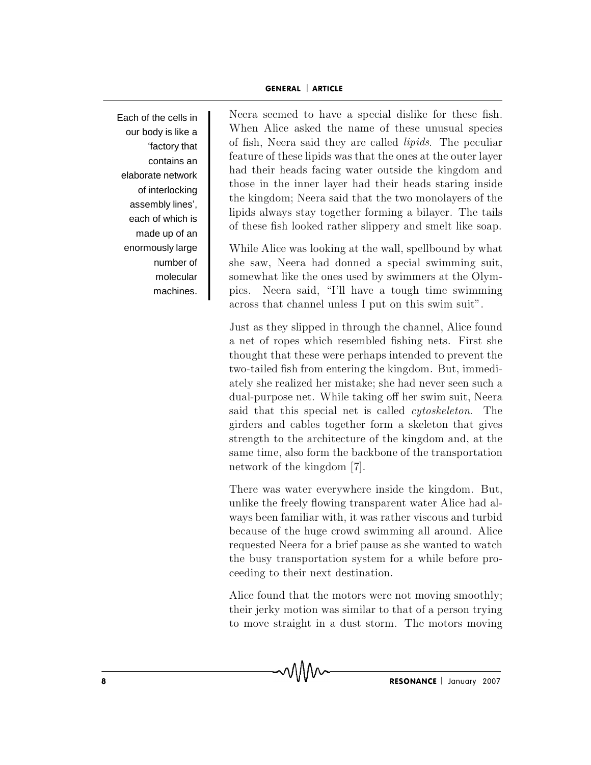> Each of the cells in our body is like a 'factory that contains an elaborate network of interlocking assembly lines', each of which is made up of an enormously large number of molecular machines.

Neera seemed to have a special dislike for these fish. When Alice asked the name of these unusual species of fish, Neera said they are called *lipids*. The peculiar feature of these lipids was that the ones at the outer layer had their heads facing water outside the kingdom and those in the inner layer had their heads staring inside the kingdom; Neera said that the two monolayers of the lipids always stay together forming a bilayer. The tails of these fish looked rather slippery and smelt like soap.

While Alice was looking at the wall, spellbound by what she saw, Neera had donned a special swimming suit, somewhat like the ones used by swimmers at the Olympics. Neera said, "I'll have a tough time swimming across that channel unless I put on this swim suit".

Just as they slipped in through the channel, Alice found a net of ropes which resembled fishing nets. First she thought that these were perhaps intended to prevent the two-tailed fish from entering the kingdom. But, immediately she realized her mistake; she had never seen such a dual-purpose net. While taking off her swim suit, Neera said that this special net is called *cytoskeleton*. The girders and cables together form a skeleton that gives strength to the architecture of the kingdom and, at the same time, also form the backbone of the transportation network of the kingdom [7].

There was water everywhere inside the kingdom. But, unlike the freely flowing transparent water Alice had always been familiar with, it was rather viscous and turbid because of the huge crowd swimming all around. Alice requested Neera for a brief pause as she wanted to watch the busy transportation system for a while before proceeding to their next destination.

Alice found that the motors were not moving smoothly; their jerky motion was similar to that of a person trying to move straight in a dust storm. The motors moving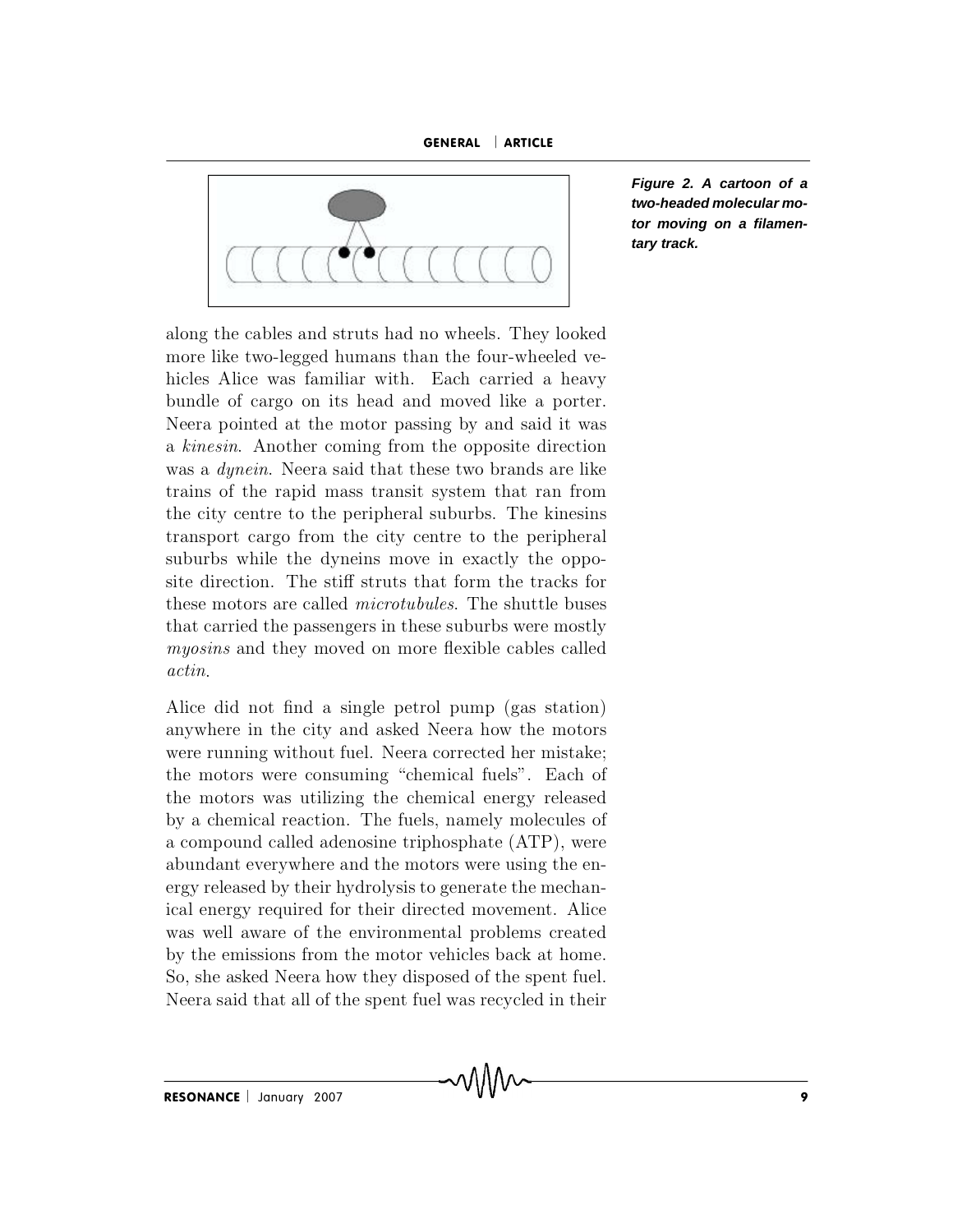Figure 2. A cartoon of a two-headed molecular motor moving on a filamentary track.

along the cables and struts had no wheels. They looked more like two-legged humans than the four-wheeled vehicles Alice was familiar with. Each carried a heavy bundle of cargo on its head and moved like a porter. Neera pointed at the motor passing by and said it was a *kinesin*. Another coming from the opposite direction was a *dynein*. Neera said that these two brands are like trains of the rapid mass transit system that ran from the city centre to the peripheral suburbs. The kinesins transport cargo from the city centre to the peripheral suburbs while the dyneins move in exactly the opposite direction. The stiff struts that form the tracks for these motors are called *microtubules*. The shuttle buses that carried the passengers in these suburbs were mostly *myosins* and they moved on more flexible cables called *actin*.

Alice did not find a single petrol pump (gas station) anywhere in the city and asked Neera how the motors were running without fuel. Neera corrected her mistake; the motors were consuming "chemical fuels". Each of the motors was utilizing the chemical energy released by a chemical reaction. The fuels, namely molecules of a compound called adenosine triphosphate (ATP), were abundant everywhere and the motors were using the energy released by their hydrolysis to generate the mechanical energy required for their directed movement. Alice was well aware of the environmental problems created by the emissions from the motor vehicles back at home. So, she asked Neera how they disposed of the spent fuel. Neera said that all of the spent fuel was recycled in their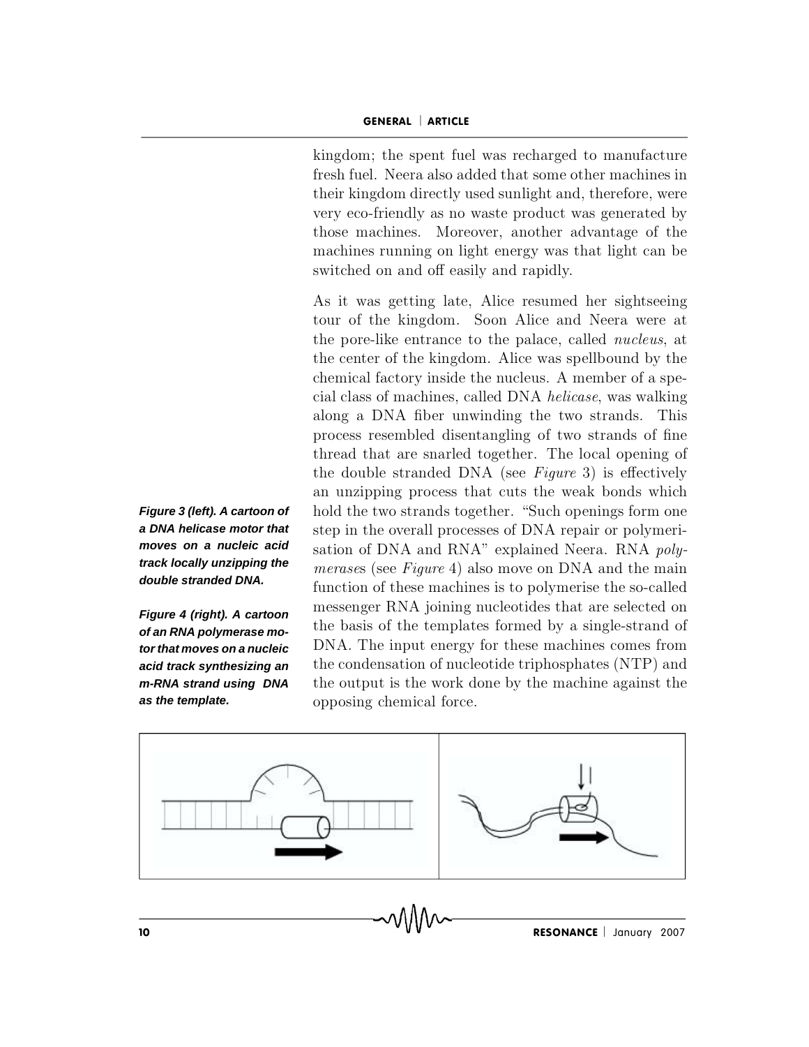kingdom; the spent fuel was recharged to manufacture fresh fuel. Neera also added that some other machines in their kingdom directly used sunlight and, therefore, were very eco-friendly as no waste product was generated by those machines. Moreover, another advantage of the machines running on light energy was that light can be switched on and off easily and rapidly.

As it was getting late, Alice resumed her sightseeing tour of the kingdom. Soon Alice and Neera were at the pore-like entrance to the palace, called *nucleus*, at the center of the kingdom. Alice was spellbound by the chemical factory inside the nucleus. A member of a special class of machines, called DNA *helicase*, was walking along a DNA fiber unwinding the two strands. This process resembled disentangling of two strands of fine thread that are snarled together. The local opening of the double stranded DNA (see *Figure* 3) is effectively an unzipping process that cuts the weak bonds which hold the two strands together. "Such openings form one step in the overall processes of DNA repair or polymerisation of DNA and RNA" explained Neera. RNA *polymerases* (see *Figure* 4) also move on DNA and the main function of these machines is to polymerise the so-called messenger RNA joining nucleotides that are selected on the basis of the templates formed by a single-strand of DNA. The input energy for these machines comes from the condensation of nucleotide triphosphates (NTP) and the output is the work done by the machine against the opposing chemical force.

***Figure 3 (left). A cartoon of a DNA helicase motor that moves on a nucleic acid track locally unzipping the double stranded DNA.***

***Figure 4 (right). A cartoon of an RNA polymerase motor that moves on a nucleic acid track synthesizing an m-RNA strand using DNA as the template.***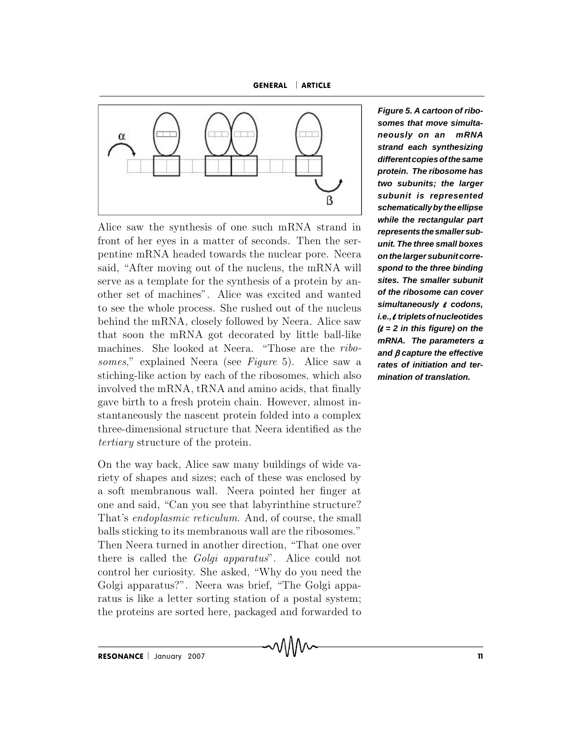Figure 5. A cartoon of ribosomes that move simultaneously on an mRNA strand each synthesizing different copies of the same protein. The ribosome has two subunits; the larger subunit is represented schematically by the ellipse while the rectangular part represents the smaller subunit. The three small boxes on the larger subunit correspond to the three binding sites. The smaller subunit of the ribosome can cover simultaneously $\ell$ codons, i.e., $\ell$ triplets of nucleotides ($\ell = 2$ in this figure) on the mRNA. The parameters $\alpha$ and $\beta$ capture the effective rates of initiation and termination of translation.

Alice saw the synthesis of one such mRNA strand in front of her eyes in a matter of seconds. Then the serpentine mRNA headed towards the nuclear pore. Neera said, "After moving out of the nucleus, the mRNA will serve as a template for the synthesis of a protein by another set of machines". Alice was excited and wanted to see the whole process. She rushed out of the nucleus behind the mRNA, closely followed by Neera. Alice saw that soon the mRNA got decorated by little ball-like machines. She looked at Neera. "Those are the *ribosomes*," explained Neera (see *Figure* 5). Alice saw a stiching-like action by each of the ribosomes, which also involved the mRNA, tRNA and amino acids, that finally gave birth to a fresh protein chain. However, almost instantaneously the nascent protein folded into a complex three-dimensional structure that Neera identified as the *tertiary* structure of the protein.

On the way back, Alice saw many buildings of wide variety of shapes and sizes; each of these was enclosed by a soft membranous wall. Neera pointed her finger at one and said, "Can you see that labyrinthine structure? That's *endoplasmic reticulum.* And, of course, the small balls sticking to its membranous wall are the ribosomes." Then Neera turned in another direction, "That one over there is called the *Golgi apparatus*". Alice could not control her curiosity. She asked, "Why do you need the Golgi apparatus?". Neera was brief, "The Golgi apparatus is like a letter sorting station of a postal system; the proteins are sorted here, packaged and forwarded to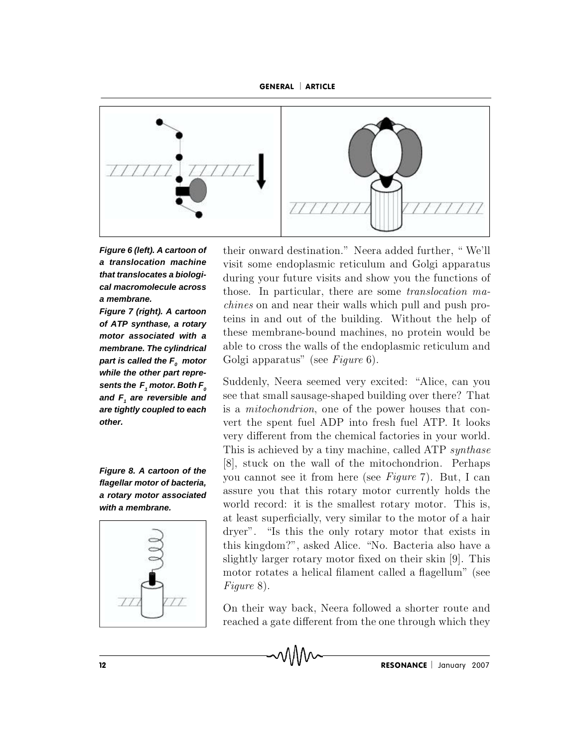*Figure 6 (left). A cartoon of a translocation machine that translocates a biological macromolecule across a membrane.*

*Figure 7 (right). A cartoon of ATP synthase, a rotary motor associated with a membrane. The cylindrical part is called the $F_0$ motor while the other part represents the $F_1$ motor. Both $F_0$ and $F_1$ are reversible and are tightly coupled to each other.*

their onward destination." Neera added further, " We'll visit some endoplasmic reticulum and Golgi apparatus during your future visits and show you the functions of those. In particular, there are some *translocation machines* on and near their walls which pull and push proteins in and out of the building. Without the help of these membrane-bound machines, no protein would be able to cross the walls of the endoplasmic reticulum and Golgi apparatus" (see *Figure* 6).

Suddenly, Neera seemed very excited: "Alice, can you see that small sausage-shaped building over there? That is a *mitochondrion*, one of the power houses that convert the spent fuel ADP into fresh fuel ATP. It looks very different from the chemical factories in your world. This is achieved by a tiny machine, called ATP *synthase* [8], stuck on the wall of the mitochondrion. Perhaps you cannot see it from here (see *Figure* 7). But, I can assure you that this rotary motor currently holds the world record: it is the smallest rotary motor. This is, at least superficially, very similar to the motor of a hair dryer". "Is this the only rotary motor that exists in this kingdom?", asked Alice. "No. Bacteria also have a slightly larger rotary motor fixed on their skin [9]. This motor rotates a helical filament called a flagellum" (see *Figure* 8).

*Figure 8. A cartoon of the flagellar motor of bacteria, a rotary motor associated with a membrane.*

On their way back, Neera followed a shorter route and reached a gate different from the one through which they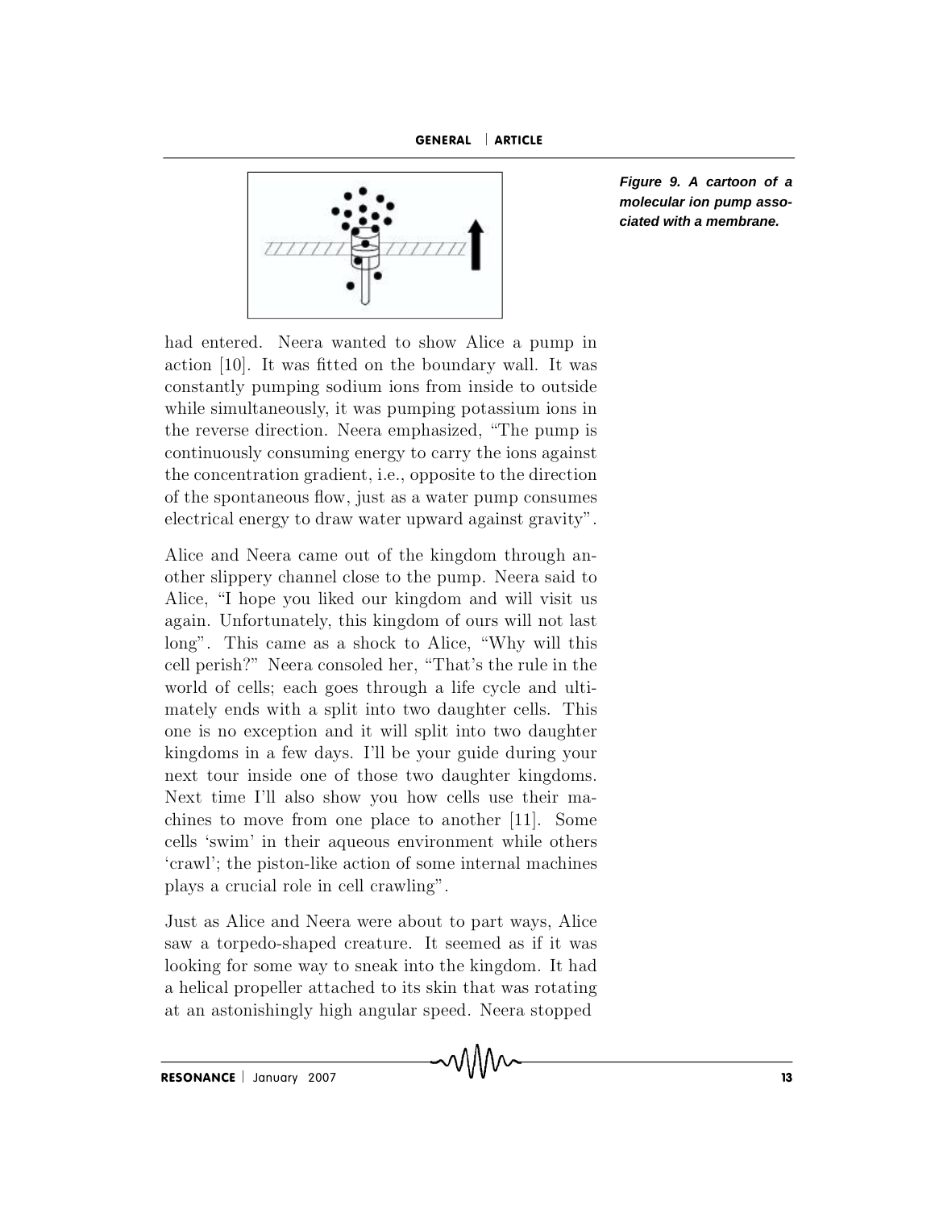Figure 9. A cartoon of a molecular ion pump associated with a membrane.

had entered. Neera wanted to show Alice a pump in action [10]. It was fitted on the boundary wall. It was constantly pumping sodium ions from inside to outside while simultaneously, it was pumping potassium ions in the reverse direction. Neera emphasized, "The pump is continuously consuming energy to carry the ions against the concentration gradient, i.e., opposite to the direction of the spontaneous flow, just as a water pump consumes electrical energy to draw water upward against gravity".

Alice and Neera came out of the kingdom through another slippery channel close to the pump. Neera said to Alice, "I hope you liked our kingdom and will visit us again. Unfortunately, this kingdom of ours will not last long". This came as a shock to Alice, "Why will this cell perish?" Neera consoled her, "That's the rule in the world of cells; each goes through a life cycle and ultimately ends with a split into two daughter cells. This one is no exception and it will split into two daughter kingdoms in a few days. I'll be your guide during your next tour inside one of those two daughter kingdoms. Next time I'll also show you how cells use their machines to move from one place to another [11]. Some cells 'swim' in their aqueous environment while others 'crawl'; the piston-like action of some internal machines plays a crucial role in cell crawling".

Just as Alice and Neera were about to part ways, Alice saw a torpedo-shaped creature. It seemed as if it was looking for some way to sneak into the kingdom. It had a helical propeller attached to its skin that was rotating at an astonishingly high angular speed. Neera stopped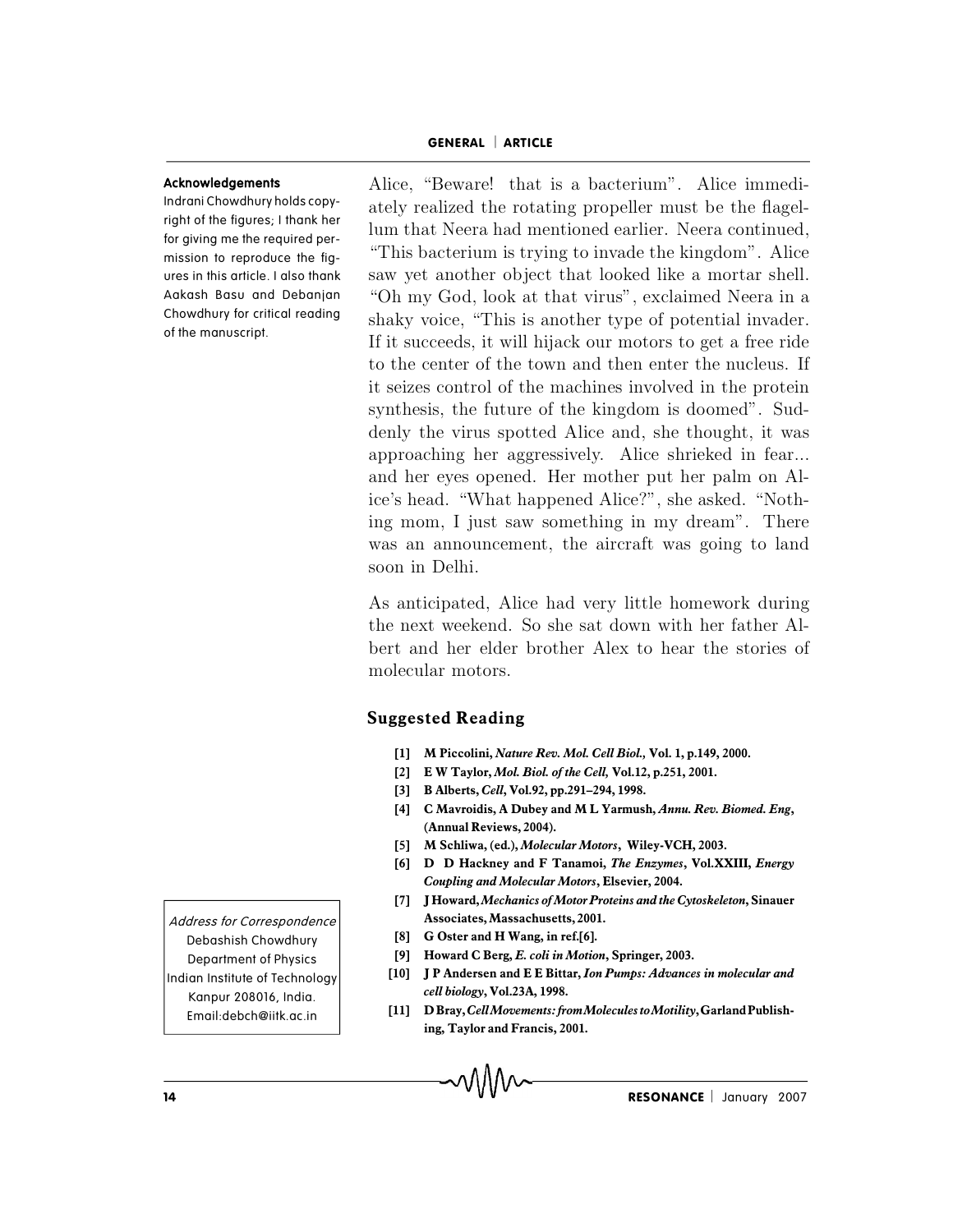Alice, "Beware! that is a bacterium". Alice immediately realized the rotating propeller must be the flagellum that Neera had mentioned earlier. Neera continued, "This bacterium is trying to invade the kingdom". Alice saw yet another object that looked like a mortar shell. "Oh my God, look at that virus", exclaimed Neera in a shaky voice, "This is another type of potential invader. If it succeeds, it will hijack our motors to get a free ride to the center of the town and then enter the nucleus. If it seizes control of the machines involved in the protein synthesis, the future of the kingdom is doomed". Suddenly the virus spotted Alice and, she thought, it was approaching her aggressively. Alice shrieked in fear... and her eyes opened. Her mother put her palm on Alice's head. "What happened Alice?", she asked. "Nothing mom, I just saw something in my dream". There was an announcement, the aircraft was going to land soon in Delhi.

As anticipated, Alice had very little homework during the next weekend. So she sat down with her father Albert and her elder brother Alex to hear the stories of molecular motors.

**Acknowledgements**

Indrani Chowdhury holds copyright of the figures; I thank her for giving me the required permission to reproduce the figures in this article. I also thank Aakash Basu and Debanjan Chowdhury for critical reading of the manuscript.

## Suggested Reading

[1] M Piccolini, *Nature Rev. Mol. Cell Biol.,* Vol. 1, p.149, 2000.

[2] E W Taylor, *Mol. Biol. of the Cell,* Vol.12, p.251, 2001.

[3] B Alberts, *Cell*, Vol.92, pp.291–294, 1998.

[4] C Mavroidis, A Dubey and M L Yarmush, *Annu. Rev. Biomed. Eng*, (Annual Reviews, 2004).

[5] M Schliwa, (ed.), *Molecular Motors*, Wiley-VCH, 2003.

[6] D D Hackney and F Tanamoi, *The Enzymes*, Vol.XXIII, *Energy Coupling and Molecular Motors*, Elsevier, 2004.

[7] J Howard, *Mechanics of Motor Proteins and the Cytoskeleton*, Sinauer Associates, Massachusetts, 2001.

[8] G Oster and H Wang, in ref.[6].

[9] Howard C Berg, *E. coli in Motion*, Springer, 2003.

[10] J P Andersen and E E Bittar, *Ion Pumps: Advances in molecular and cell biology*, Vol.23A, 1998.

[11] D Bray, *Cell Movements: from Molecules to Motility*, Garland Publishing, Taylor and Francis, 2001.

*Address for Correspondence*
Debashish Chowdhury
Department of Physics
Indian Institute of Technology
Kanpur 208016, India.
Email:debch@iitk.ac.in